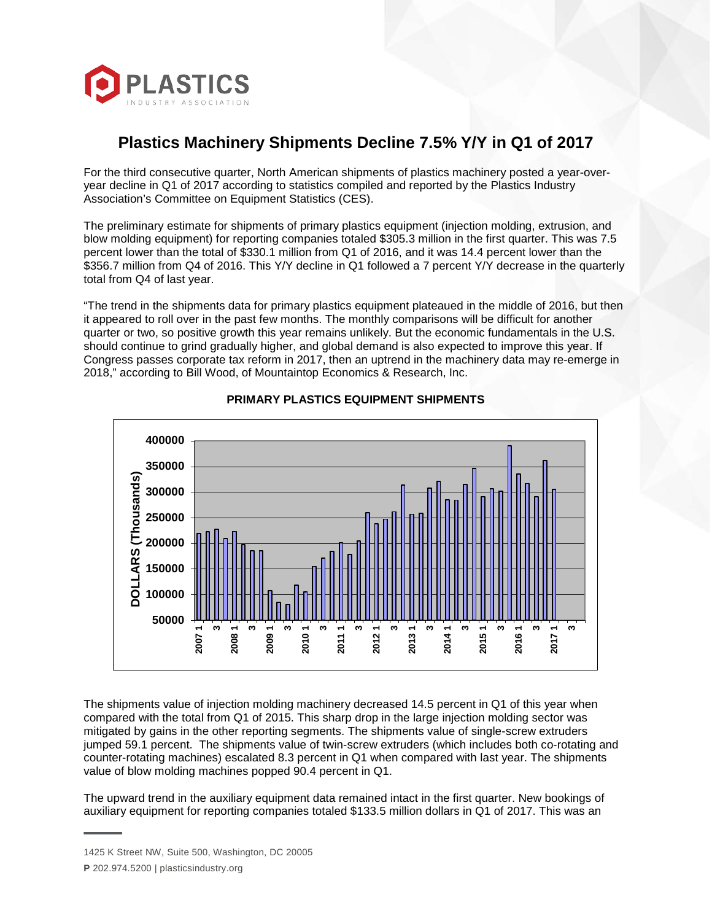# Plastics Machinery Shipments Decline 7.5% Y/Y in Q1 of 2017

For the third consecutive quarter, North American shipments of plastics machinery posted a year-over-year decline in Q1 of 2017 according to statistics compiled and reported by the Plastics Industry Association's Committee on Equipment Statistics (CES).

The preliminary estimate for shipments of primary plastics equipment (injection molding, extrusion, and blow molding equipment) for reporting companies totaled $305.3 million in the first quarter. This was 7.5 percent lower than the total of $330.1 million from Q1 of 2016, and it was 14.4 percent lower than the $356.7 million from Q4 of 2016. This Y/Y decline in Q1 followed a 7 percent Y/Y decrease in the quarterly total from Q4 of last year.

"The trend in the shipments data for primary plastics equipment plateaued in the middle of 2016, but then it appeared to roll over in the past few months. The monthly comparisons will be difficult for another quarter or two, so positive growth this year remains unlikely. But the economic fundamentals in the U.S. should continue to grind gradually higher, and global demand is also expected to improve this year. If Congress passes corporate tax reform in 2017, then an uptrend in the machinery data may re-emerge in 2018," according to Bill Wood, of Mountaintop Economics & Research, Inc.

**PRIMARY PLASTICS EQUIPMENT SHIPMENTS**

The shipments value of injection molding machinery decreased 14.5 percent in Q1 of this year when compared with the total from Q1 of 2015. This sharp drop in the large injection molding sector was mitigated by gains in the other reporting segments. The shipments value of single-screw extruders jumped 59.1 percent. The shipments value of twin-screw extruders (which includes both co-rotating and counter-rotating machines) escalated 8.3 percent in Q1 when compared with last year. The shipments value of blow molding machines popped 90.4 percent in Q1.

The upward trend in the auxiliary equipment data remained intact in the first quarter. New bookings of auxiliary equipment for reporting companies totaled $133.5 million dollars in Q1 of 2017. This was an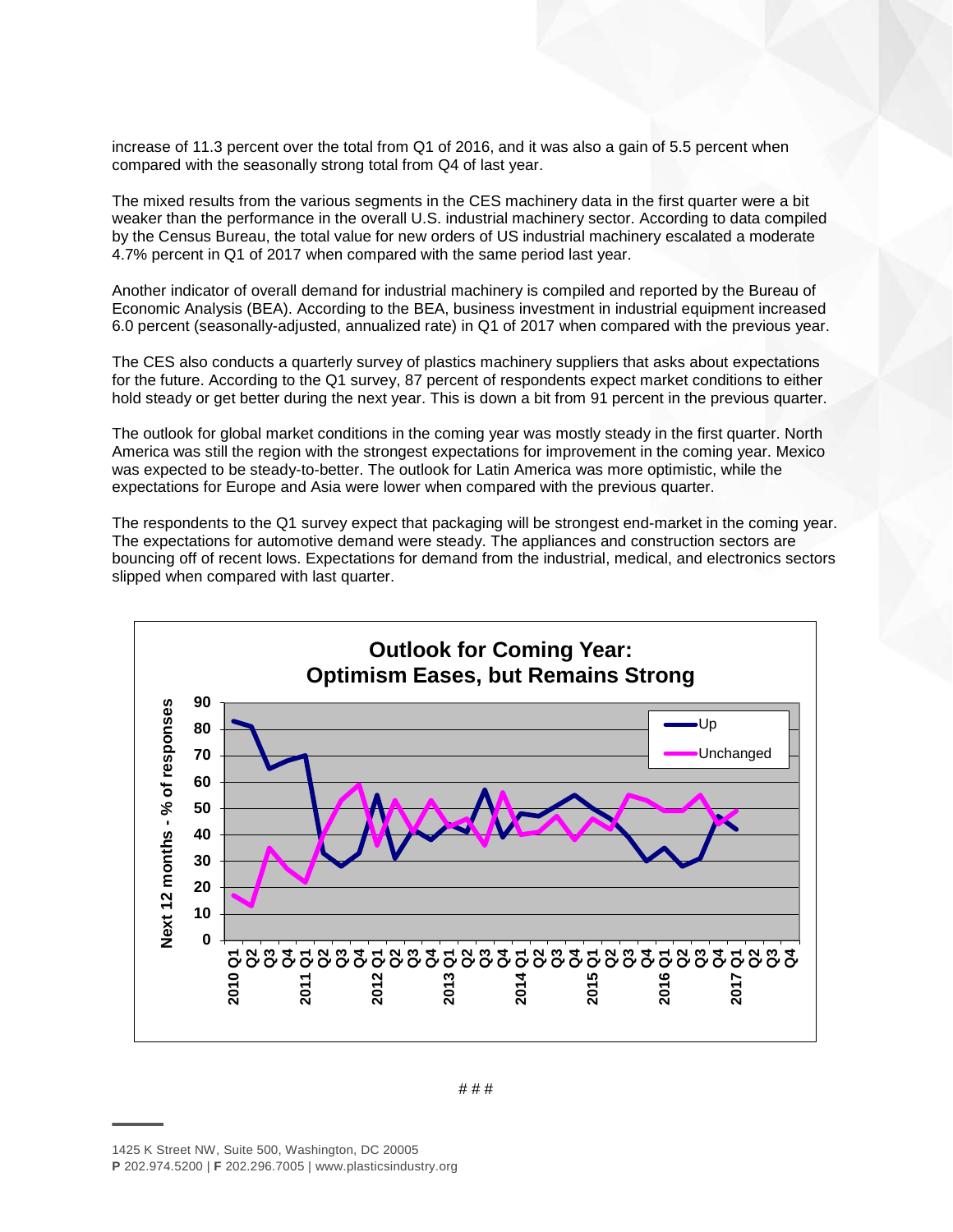increase of 11.3 percent over the total from Q1 of 2016, and it was also a gain of 5.5 percent when compared with the seasonally strong total from Q4 of last year.

The mixed results from the various segments in the CES machinery data in the first quarter were a bit weaker than the performance in the overall U.S. industrial machinery sector. According to data compiled by the Census Bureau, the total value for new orders of US industrial machinery escalated a moderate 4.7% percent in Q1 of 2017 when compared with the same period last year.

Another indicator of overall demand for industrial machinery is compiled and reported by the Bureau of Economic Analysis (BEA). According to the BEA, business investment in industrial equipment increased 6.0 percent (seasonally-adjusted, annualized rate) in Q1 of 2017 when compared with the previous year.

The CES also conducts a quarterly survey of plastics machinery suppliers that asks about expectations for the future. According to the Q1 survey, 87 percent of respondents expect market conditions to either hold steady or get better during the next year. This is down a bit from 91 percent in the previous quarter.

The outlook for global market conditions in the coming year was mostly steady in the first quarter. North America was still the region with the strongest expectations for improvement in the coming year. Mexico was expected to be steady-to-better. The outlook for Latin America was more optimistic, while the expectations for Europe and Asia were lower when compared with the previous quarter.

The respondents to the Q1 survey expect that packaging will be strongest end-market in the coming year. The expectations for automotive demand were steady. The appliances and construction sectors are bouncing off of recent lows. Expectations for demand from the industrial, medical, and electronics sectors slipped when compared with last quarter.

**Outlook for Coming Year: Optimism Eases, but Remains Strong**

# # #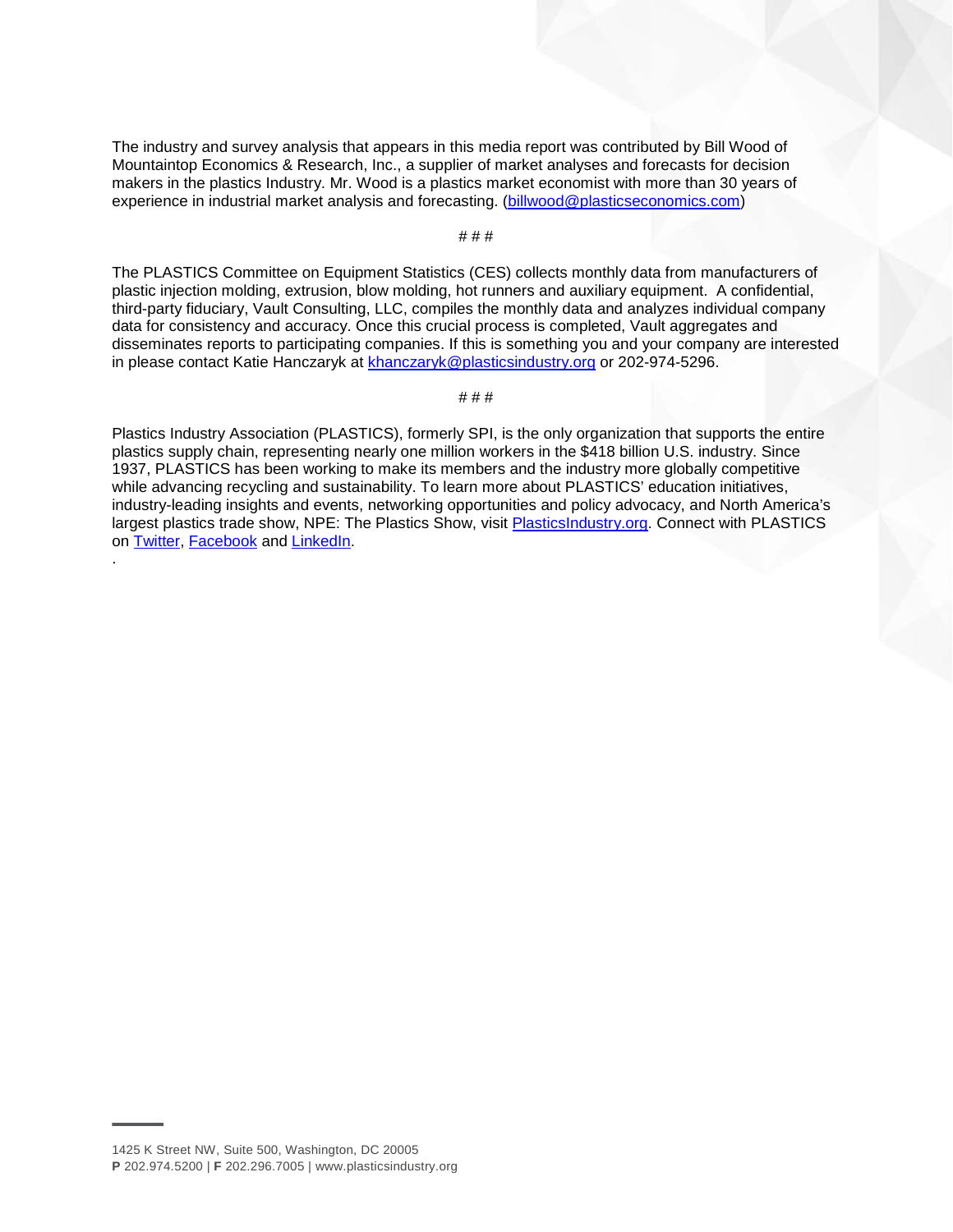The industry and survey analysis that appears in this media report was contributed by Bill Wood of Mountaintop Economics & Research, Inc., a supplier of market analyses and forecasts for decision makers in the plastics Industry. Mr. Wood is a plastics market economist with more than 30 years of experience in industrial market analysis and forecasting. (billwood@plasticseconomics.com)

# # #

The PLASTICS Committee on Equipment Statistics (CES) collects monthly data from manufacturers of plastic injection molding, extrusion, blow molding, hot runners and auxiliary equipment. A confidential, third-party fiduciary, Vault Consulting, LLC, compiles the monthly data and analyzes individual company data for consistency and accuracy. Once this crucial process is completed, Vault aggregates and disseminates reports to participating companies. If this is something you and your company are interested in please contact Katie Hanczaryk at khanczaryk@plasticsindustry.org or 202-974-5296.

# # #

Plastics Industry Association (PLASTICS), formerly SPI, is the only organization that supports the entire plastics supply chain, representing nearly one million workers in the $418 billion U.S. industry. Since 1937, PLASTICS has been working to make its members and the industry more globally competitive while advancing recycling and sustainability. To learn more about PLASTICS' education initiatives, industry-leading insights and events, networking opportunities and policy advocacy, and North America's largest plastics trade show, NPE: The Plastics Show, visit PlasticsIndustry.org. Connect with PLASTICS on Twitter, Facebook and LinkedIn.

.

1425 K Street NW, Suite 500, Washington, DC 20005
**P** 202.974.5200 | **F** 202.296.7005 | www.plasticsindustry.org